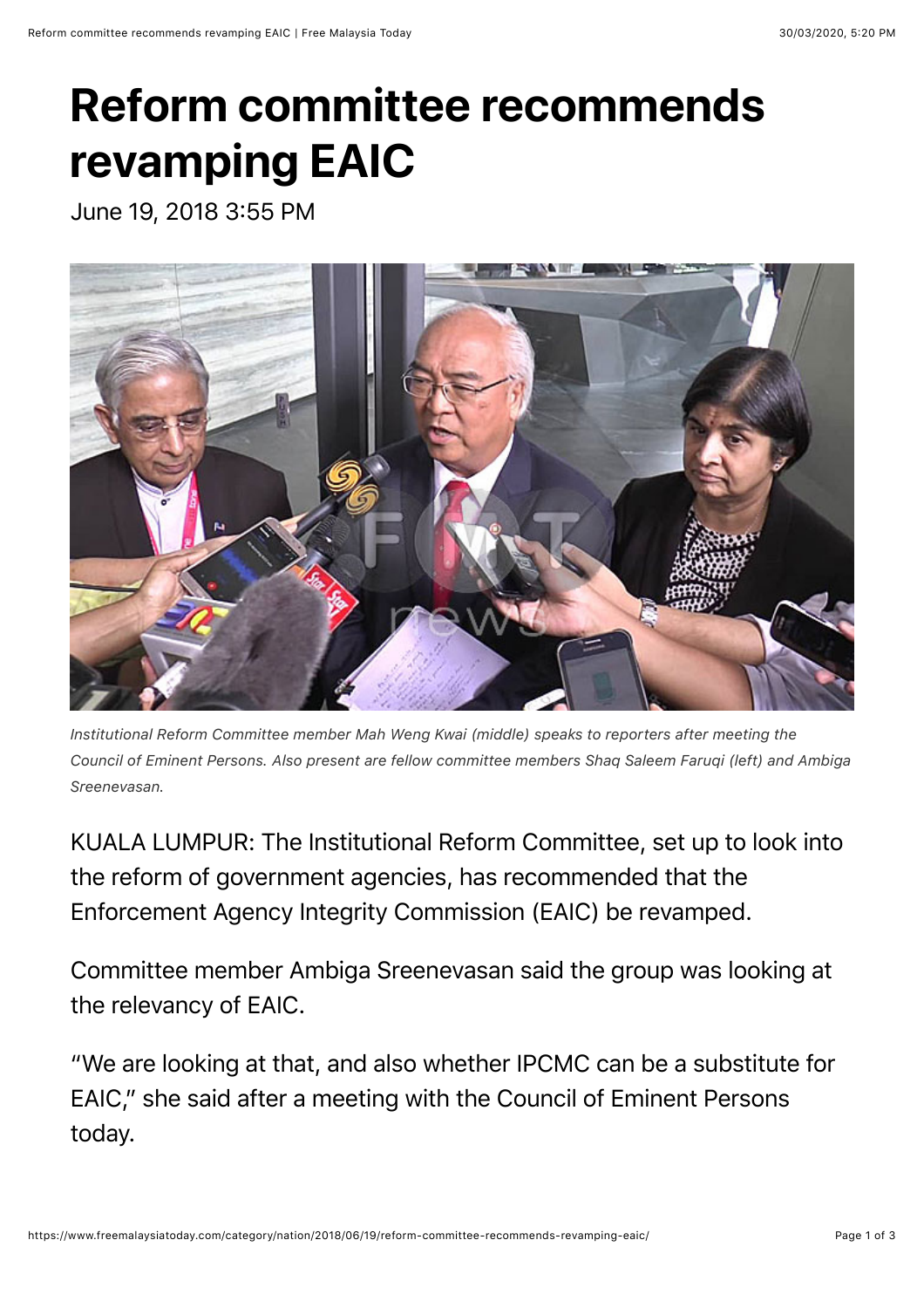# Reform committee recommends revamping EAIC

June 19, 2018 3:55 PM

*Institutional Reform Committee member Mah Weng Kwai (middle) speaks to reporters after meeting the Council of Eminent Persons. Also present are fellow committee members Shaq Saleem Faruqi (left) and Ambiga Sreenevasan.*

KUALA LUMPUR: The Institutional Reform Committee, set up to look into the reform of government agencies, has recommended that the Enforcement Agency Integrity Commission (EAIC) be revamped.

Committee member Ambiga Sreenevasan said the group was looking at the relevancy of EAIC.

"We are looking at that, and also whether IPCMC can be a substitute for EAIC," she said after a meeting with the Council of Eminent Persons today.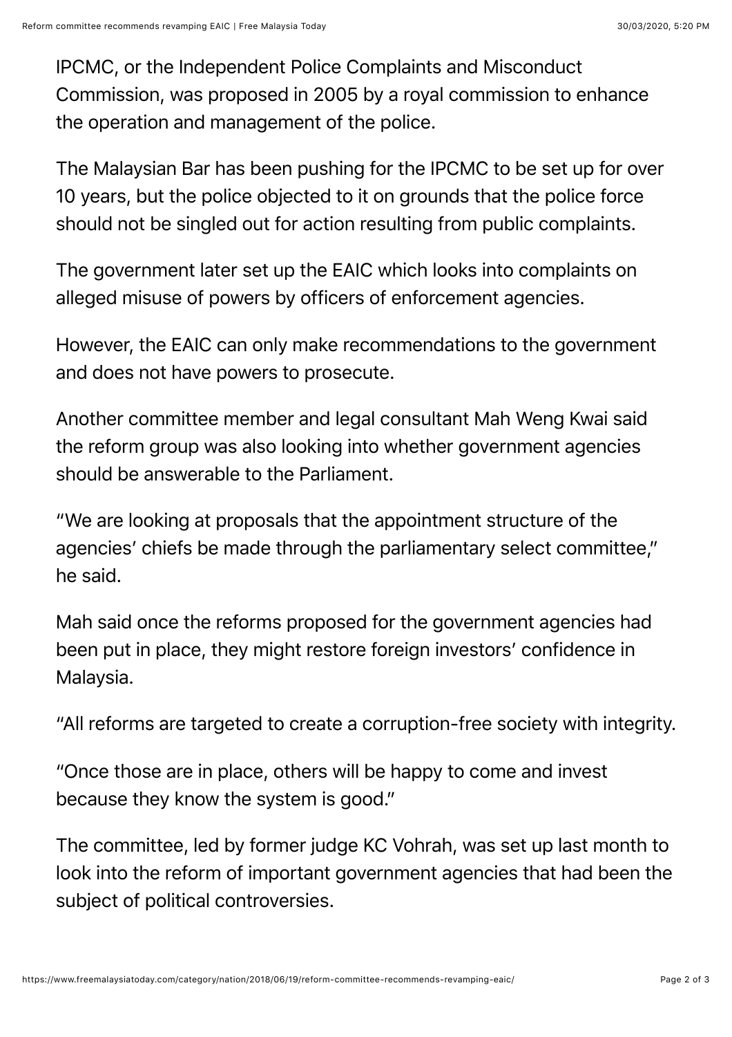IPCMC, or the Independent Police Complaints and Misconduct Commission, was proposed in 2005 by a royal commission to enhance the operation and management of the police.

The Malaysian Bar has been pushing for the IPCMC to be set up for over 10 years, but the police objected to it on grounds that the police force should not be singled out for action resulting from public complaints.

The government later set up the EAIC which looks into complaints on alleged misuse of powers by officers of enforcement agencies.

However, the EAIC can only make recommendations to the government and does not have powers to prosecute.

Another committee member and legal consultant Mah Weng Kwai said the reform group was also looking into whether government agencies should be answerable to the Parliament.

"We are looking at proposals that the appointment structure of the agencies' chiefs be made through the parliamentary select committee," he said.

Mah said once the reforms proposed for the government agencies had been put in place, they might restore foreign investors' confidence in Malaysia.

"All reforms are targeted to create a corruption-free society with integrity.

"Once those are in place, others will be happy to come and invest because they know the system is good."

The committee, led by former judge KC Vohrah, was set up last month to look into the reform of important government agencies that had been the subject of political controversies.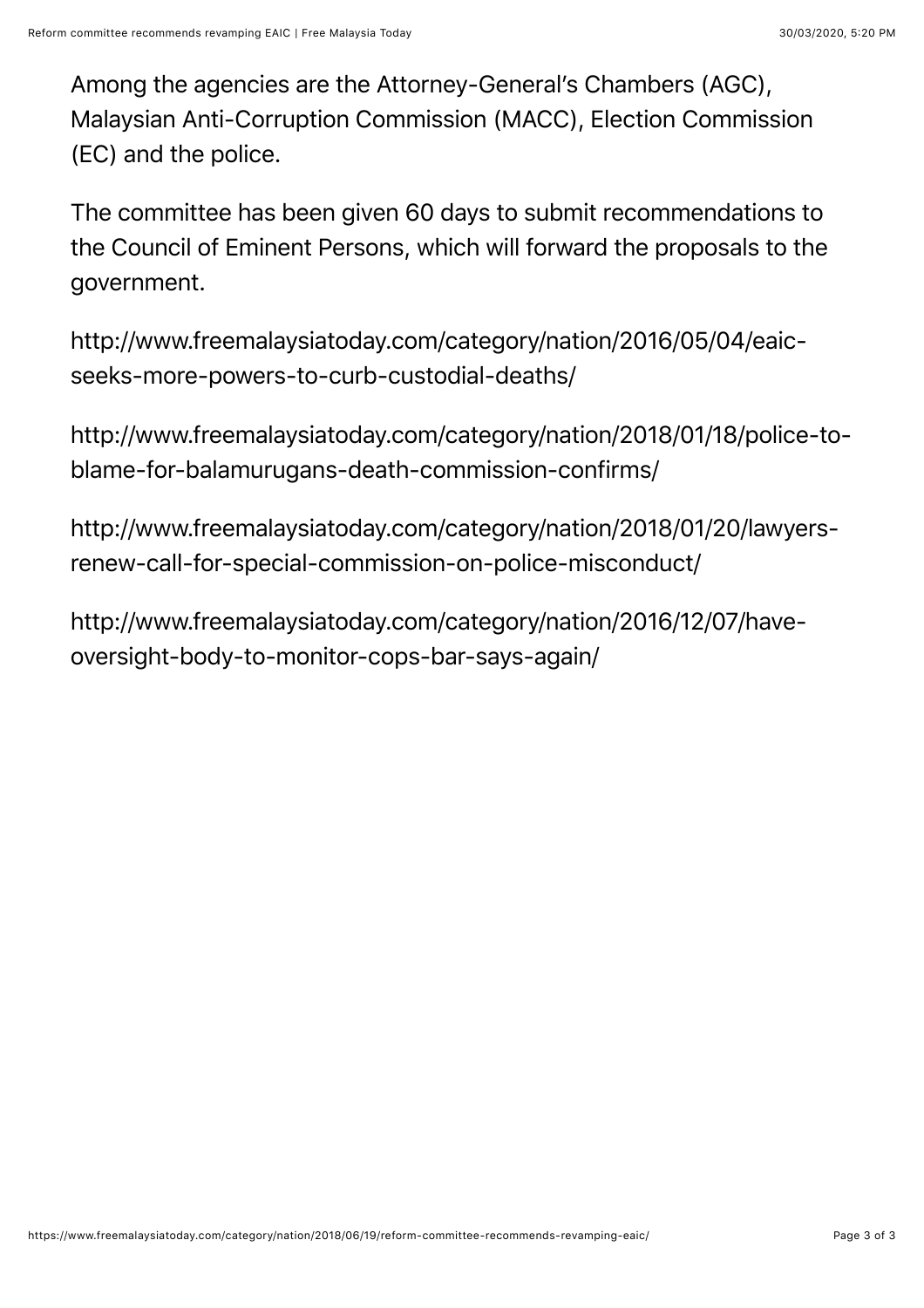Among the agencies are the Attorney-General's Chambers (AGC), Malaysian Anti-Corruption Commission (MACC), Election Commission (EC) and the police.

The committee has been given 60 days to submit recommendations to the Council of Eminent Persons, which will forward the proposals to the government.

http://www.freemalaysiatoday.com/category/nation/2016/05/04/eaic-seeks-more-powers-to-curb-custodial-deaths/

http://www.freemalaysiatoday.com/category/nation/2018/01/18/police-to-blame-for-balamurugans-death-commission-confirms/

http://www.freemalaysiatoday.com/category/nation/2018/01/20/lawyers-renew-call-for-special-commission-on-police-misconduct/

http://www.freemalaysiatoday.com/category/nation/2016/12/07/have-oversight-body-to-monitor-cops-bar-says-again/